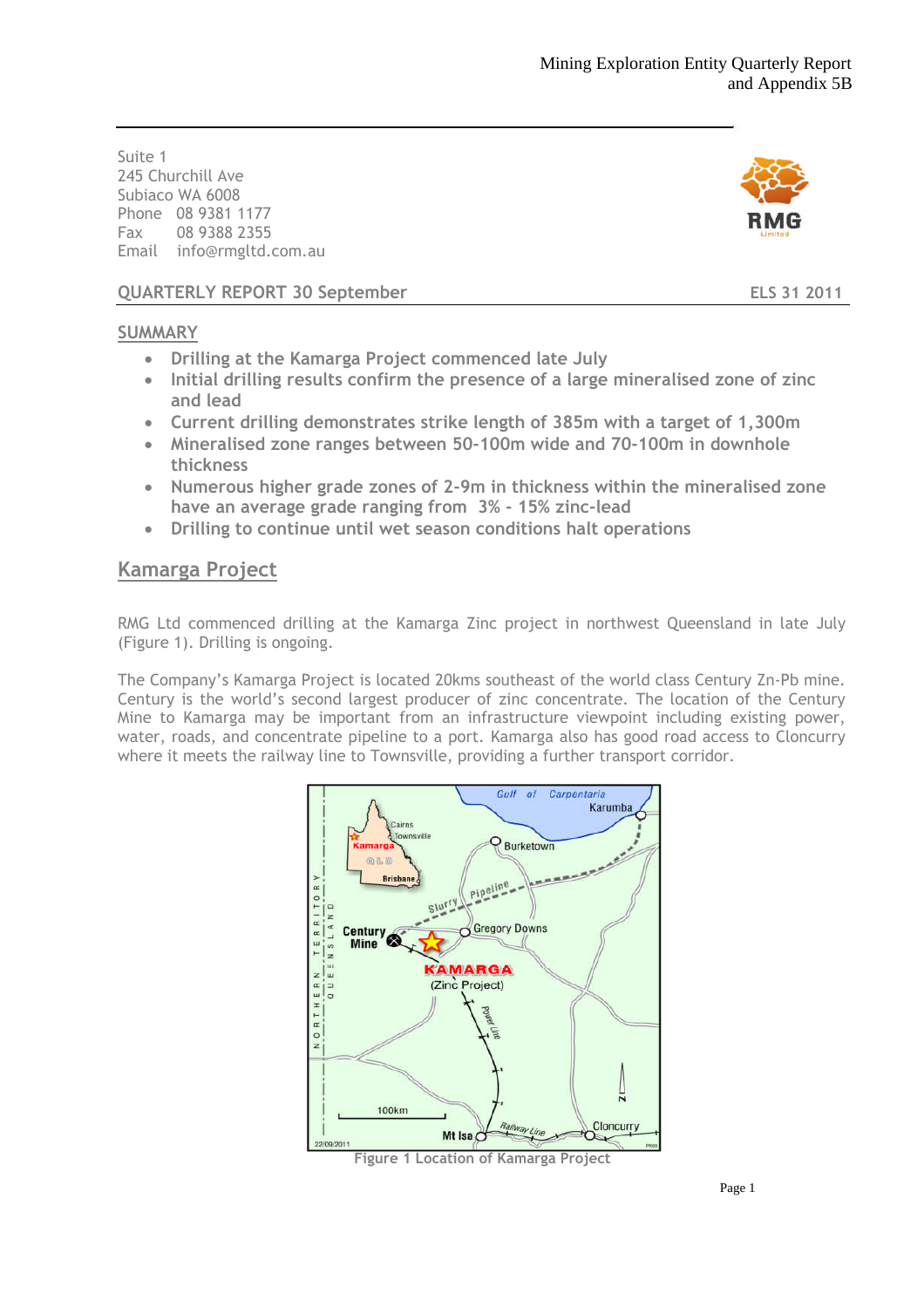Suite 1
245 Churchill Ave
Subiaco WA 6008
Phone 08 9381 1177
Fax 08 9388 2355
Email info@rmgltd.com.au

**QUARTERLY REPORT 30 September** **ELS 31 2011**

## SUMMARY

- **Drilling at the Kamarga Project commenced late July**
- **Initial drilling results confirm the presence of a large mineralised zone of zinc and lead**
- **Current drilling demonstrates strike length of 385m with a target of 1,300m**
- **Mineralised zone ranges between 50-100m wide and 70-100m in downhole thickness**
- **Numerous higher grade zones of 2-9m in thickness within the mineralised zone have an average grade ranging from 3% - 15% zinc-lead**
- **Drilling to continue until wet season conditions halt operations**

## Kamarga Project

RMG Ltd commenced drilling at the Kamarga Zinc project in northwest Queensland in late July (Figure 1). Drilling is ongoing.

The Company's Kamarga Project is located 20kms southeast of the world class Century Zn-Pb mine. Century is the world's second largest producer of zinc concentrate. The location of the Century Mine to Kamarga may be important from an infrastructure viewpoint including existing power, water, roads, and concentrate pipeline to a port. Kamarga also has good road access to Cloncurry where it meets the railway line to Townsville, providing a further transport corridor.

Figure 1 Location of Kamarga Project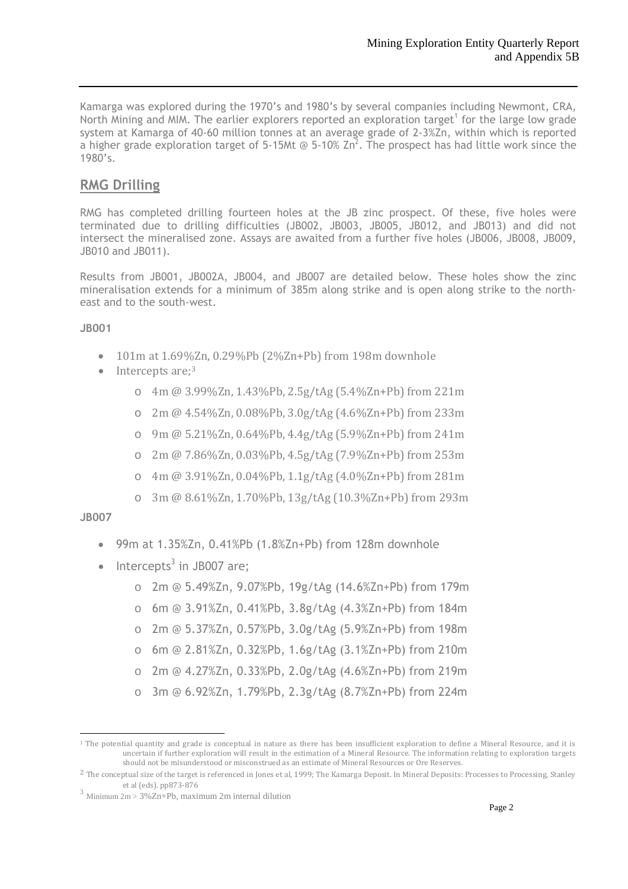Kamarga was explored during the 1970's and 1980's by several companies including Newmont, CRA, North Mining and MIM. The earlier explorers reported an exploration target[1] for the large low grade system at Kamarga of 40-60 million tonnes at an average grade of 2-3%Zn, within which is reported a higher grade exploration target of 5-15Mt @ 5-10% Zn[2]. The prospect has had little work since the 1980's.

## RMG Drilling

RMG has completed drilling fourteen holes at the JB zinc prospect. Of these, five holes were terminated due to drilling difficulties (JB002, JB003, JB005, JB012, and JB013) and did not intersect the mineralised zone. Assays are awaited from a further five holes (JB006, JB008, JB009, JB010 and JB011).

Results from JB001, JB002A, JB004, and JB007 are detailed below. These holes show the zinc mineralisation extends for a minimum of 385m along strike and is open along strike to the north-east and to the south-west.

**JB001**

- 101m at 1.69%Zn, 0.29%Pb (2%Zn+Pb) from 198m downhole
- Intercepts are;[3]
  - 4m @ 3.99%Zn, 1.43%Pb, 2.5g/tAg (5.4%Zn+Pb) from 221m
  - 2m @ 4.54%Zn, 0.08%Pb, 3.0g/tAg (4.6%Zn+Pb) from 233m
  - 9m @ 5.21%Zn, 0.64%Pb, 4.4g/tAg (5.9%Zn+Pb) from 241m
  - 2m @ 7.86%Zn, 0.03%Pb, 4.5g/tAg (7.9%Zn+Pb) from 253m
  - 4m @ 3.91%Zn, 0.04%Pb, 1.1g/tAg (4.0%Zn+Pb) from 281m
  - 3m @ 8.61%Zn, 1.70%Pb, 13g/tAg (10.3%Zn+Pb) from 293m

**JB007**

- 99m at 1.35%Zn, 0.41%Pb (1.8%Zn+Pb) from 128m downhole
- Intercepts[3] in JB007 are;
  - 2m @ 5.49%Zn, 9.07%Pb, 19g/tAg (14.6%Zn+Pb) from 179m
  - 6m @ 3.91%Zn, 0.41%Pb, 3.8g/tAg (4.3%Zn+Pb) from 184m
  - 2m @ 5.37%Zn, 0.57%Pb, 3.0g/tAg (5.9%Zn+Pb) from 198m
  - 6m @ 2.81%Zn, 0.32%Pb, 1.6g/tAg (3.1%Zn+Pb) from 210m
  - 2m @ 4.27%Zn, 0.33%Pb, 2.0g/tAg (4.6%Zn+Pb) from 219m
  - 3m @ 6.92%Zn, 1.79%Pb, 2.3g/tAg (8.7%Zn+Pb) from 224m

---

[1] The potential quantity and grade is conceptual in nature as there has been insufficient exploration to define a Mineral Resource, and it is uncertain if further exploration will result in the estimation of a Mineral Resource. The information relating to exploration targets should not be misunderstood or misconstrued as an estimate of Mineral Resources or Ore Reserves.

[2] The conceptual size of the target is referenced in Jones et al, 1999; The Kamarga Deposit. In Mineral Deposits: Processes to Processing, Stanley et al (eds). pp873-876

[3] Minimum 2m > 3%Zn+Pb, maximum 2m internal dilution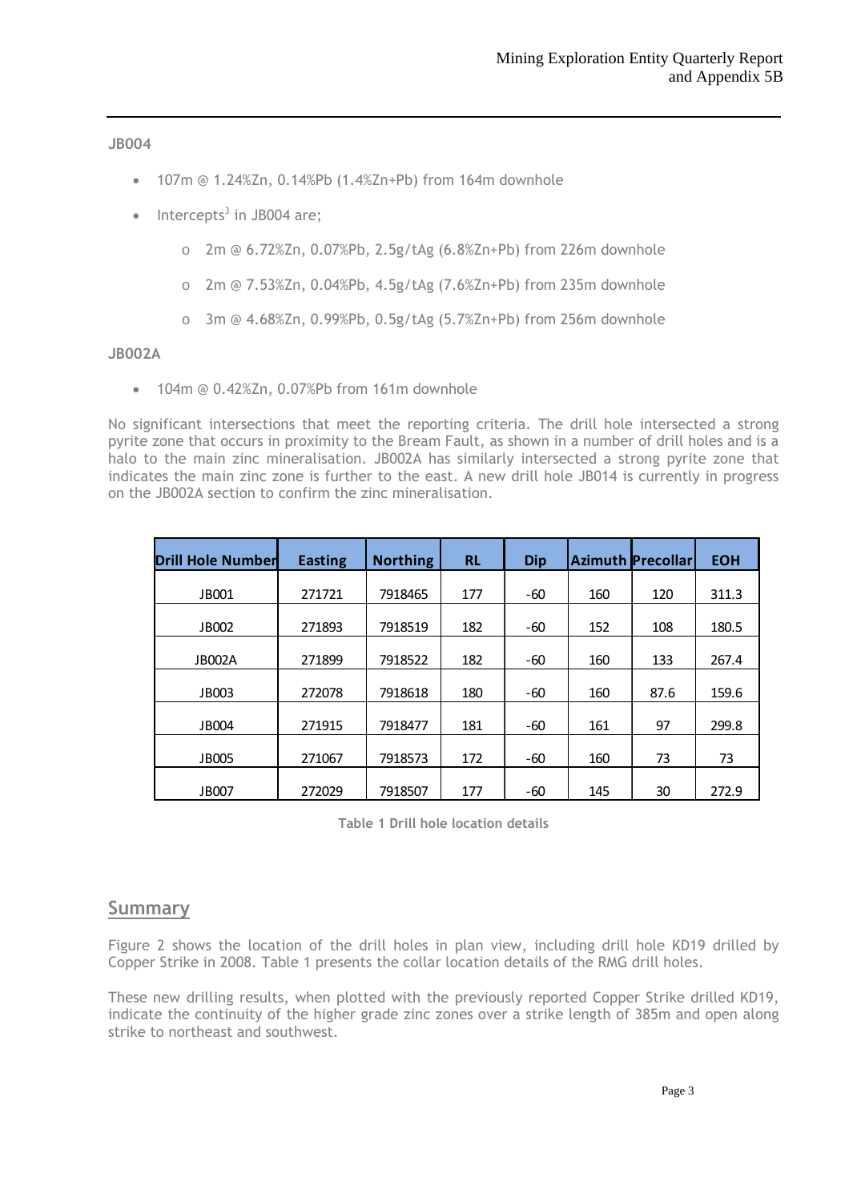**JB004**

- 107m @ 1.24%Zn, 0.14%Pb (1.4%Zn+Pb) from 164m downhole
- Intercepts[3] in JB004 are;
    - 2m @ 6.72%Zn, 0.07%Pb, 2.5g/tAg (6.8%Zn+Pb) from 226m downhole
    - 2m @ 7.53%Zn, 0.04%Pb, 4.5g/tAg (7.6%Zn+Pb) from 235m downhole
    - 3m @ 4.68%Zn, 0.99%Pb, 0.5g/tAg (5.7%Zn+Pb) from 256m downhole

**JB002A**

- 104m @ 0.42%Zn, 0.07%Pb from 161m downhole

No significant intersections that meet the reporting criteria. The drill hole intersected a strong pyrite zone that occurs in proximity to the Bream Fault, as shown in a number of drill holes and is a halo to the main zinc mineralisation. JB002A has similarly intersected a strong pyrite zone that indicates the main zinc zone is further to the east. A new drill hole JB014 is currently in progress on the JB002A section to confirm the zinc mineralisation.

| Drill Hole Number | Easting | Northing | RL | Dip | Azimuth | Precollar | EOH |
|---|---|---|---|---|---|---|---|
| JB001 | 271721 | 7918465 | 177 | -60 | 160 | 120 | 311.3 |
| JB002 | 271893 | 7918519 | 182 | -60 | 152 | 108 | 180.5 |
| JB002A | 271899 | 7918522 | 182 | -60 | 160 | 133 | 267.4 |
| JB003 | 272078 | 7918618 | 180 | -60 | 160 | 87.6 | 159.6 |
| JB004 | 271915 | 7918477 | 181 | -60 | 161 | 97 | 299.8 |
| JB005 | 271067 | 7918573 | 172 | -60 | 160 | 73 | 73 |
| JB007 | 272029 | 7918507 | 177 | -60 | 145 | 30 | 272.9 |

**Table 1 Drill hole location details**

## Summary

Figure 2 shows the location of the drill holes in plan view, including drill hole KD19 drilled by Copper Strike in 2008. Table 1 presents the collar location details of the RMG drill holes.

These new drilling results, when plotted with the previously reported Copper Strike drilled KD19, indicate the continuity of the higher grade zinc zones over a strike length of 385m and open along strike to northeast and southwest.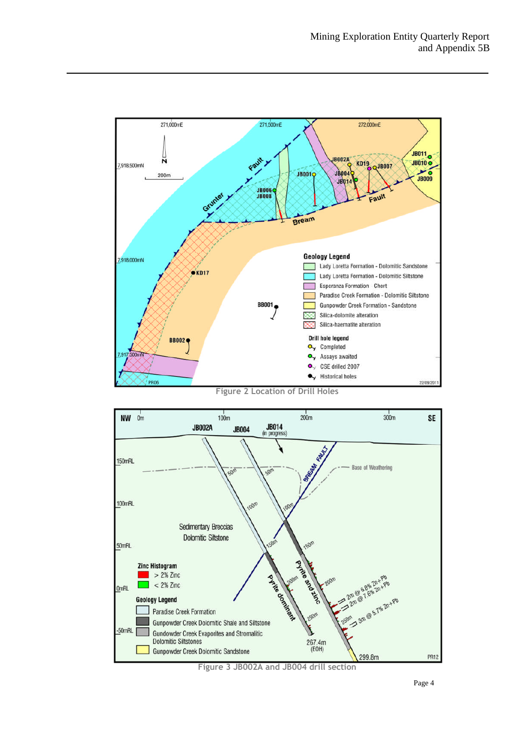Figure 2 Location of Drill Holes

Figure 3 JB002A and JB004 drill section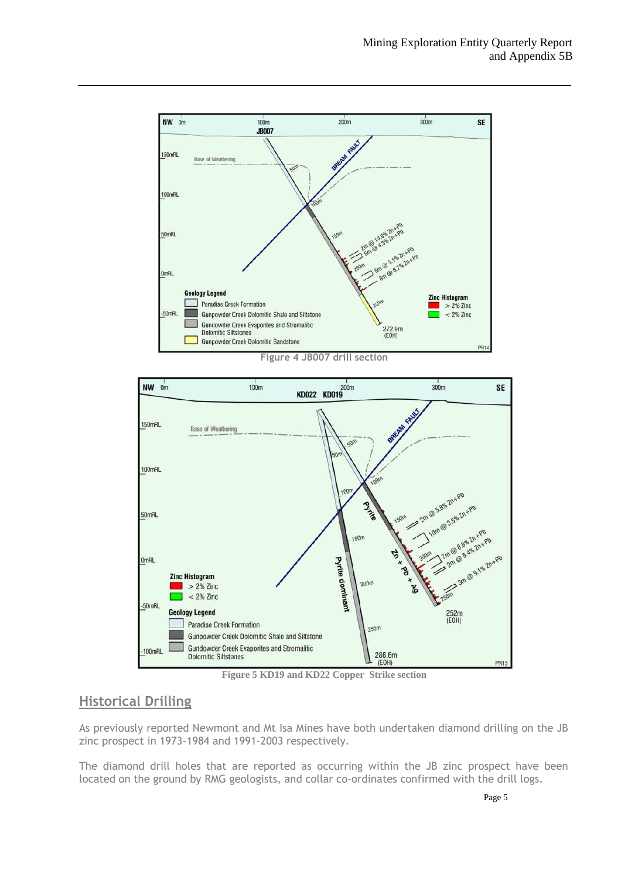Figure 4 JB007 drill section

Figure 5 KD19 and KD22 Copper Strike section

## Historical Drilling

As previously reported Newmont and Mt Isa Mines have both undertaken diamond drilling on the JB zinc prospect in 1973-1984 and 1991-2003 respectively.

The diamond drill holes that are reported as occurring within the JB zinc prospect have been located on the ground by RMG geologists, and collar co-ordinates confirmed with the drill logs.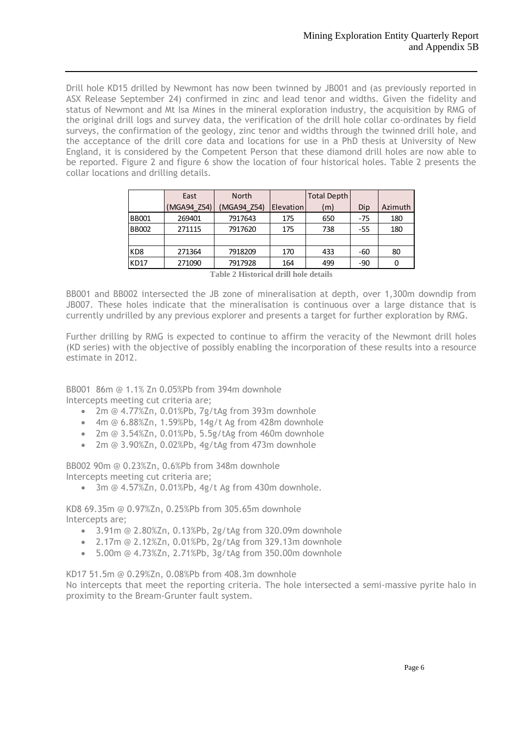Drill hole KD15 drilled by Newmont has now been twinned by JB001 and (as previously reported in ASX Release September 24) confirmed in zinc and lead tenor and widths. Given the fidelity and status of Newmont and Mt Isa Mines in the mineral exploration industry, the acquisition by RMG of the original drill logs and survey data, the verification of the drill hole collar co-ordinates by field surveys, the confirmation of the geology, zinc tenor and widths through the twinned drill hole, and the acceptance of the drill core data and locations for use in a PhD thesis at University of New England, it is considered by the Competent Person that these diamond drill holes are now able to be reported. Figure 2 and figure 6 show the location of four historical holes. Table 2 presents the collar locations and drilling details.

| | East (MGA94_Z54) | North (MGA94_Z54) | Elevation | Total Depth (m) | Dip | Azimuth |
|---|---|---|---|---|---|---|
| BB001 | 269401 | 7917643 | 175 | 650 | -75 | 180 |
| BB002 | 271115 | 7917620 | 175 | 738 | -55 | 180 |
| | | | | | | |
| KD8 | 271364 | 7918209 | 170 | 433 | -60 | 80 |
| KD17 | 271090 | 7917928 | 164 | 499 | -90 | 0 |

**Table 2 Historical drill hole details**

BB001 and BB002 intersected the JB zone of mineralisation at depth, over 1,300m downdip from JB007. These holes indicate that the mineralisation is continuous over a large distance that is currently undrilled by any previous explorer and presents a target for further exploration by RMG.

Further drilling by RMG is expected to continue to affirm the veracity of the Newmont drill holes (KD series) with the objective of possibly enabling the incorporation of these results into a resource estimate in 2012.

BB001 86m @ 1.1% Zn 0.05%Pb from 394m downhole
Intercepts meeting cut criteria are;

- 2m @ 4.77%Zn, 0.01%Pb, 7g/tAg from 393m downhole
- 4m @ 6.88%Zn, 1.59%Pb, 14g/t Ag from 428m downhole
- 2m @ 3.54%Zn, 0.01%Pb, 5.5g/tAg from 460m downhole
- 2m @ 3.90%Zn, 0.02%Pb, 4g/tAg from 473m downhole

BB002 90m @ 0.23%Zn, 0.6%Pb from 348m downhole
Intercepts meeting cut criteria are;

- 3m @ 4.57%Zn, 0.01%Pb, 4g/t Ag from 430m downhole.

KD8 69.35m @ 0.97%Zn, 0.25%Pb from 305.65m downhole
Intercepts are;

- 3.91m @ 2.80%Zn, 0.13%Pb, 2g/tAg from 320.09m downhole
- 2.17m @ 2.12%Zn, 0.01%Pb, 2g/tAg from 329.13m downhole
- 5.00m @ 4.73%Zn, 2.71%Pb, 3g/tAg from 350.00m downhole

KD17 51.5m @ 0.29%Zn, 0.08%Pb from 408.3m downhole
No intercepts that meet the reporting criteria. The hole intersected a semi-massive pyrite halo in proximity to the Bream-Grunter fault system.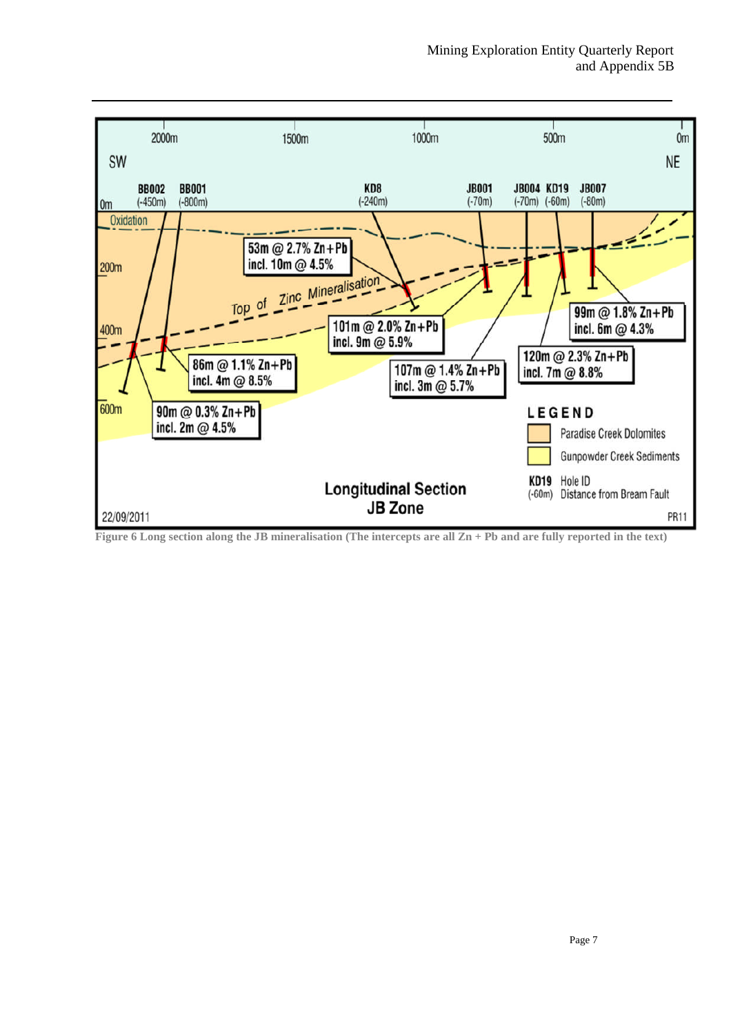Figure 6 Long section along the JB mineralisation (The intercepts are all Zn + Pb and are fully reported in the text)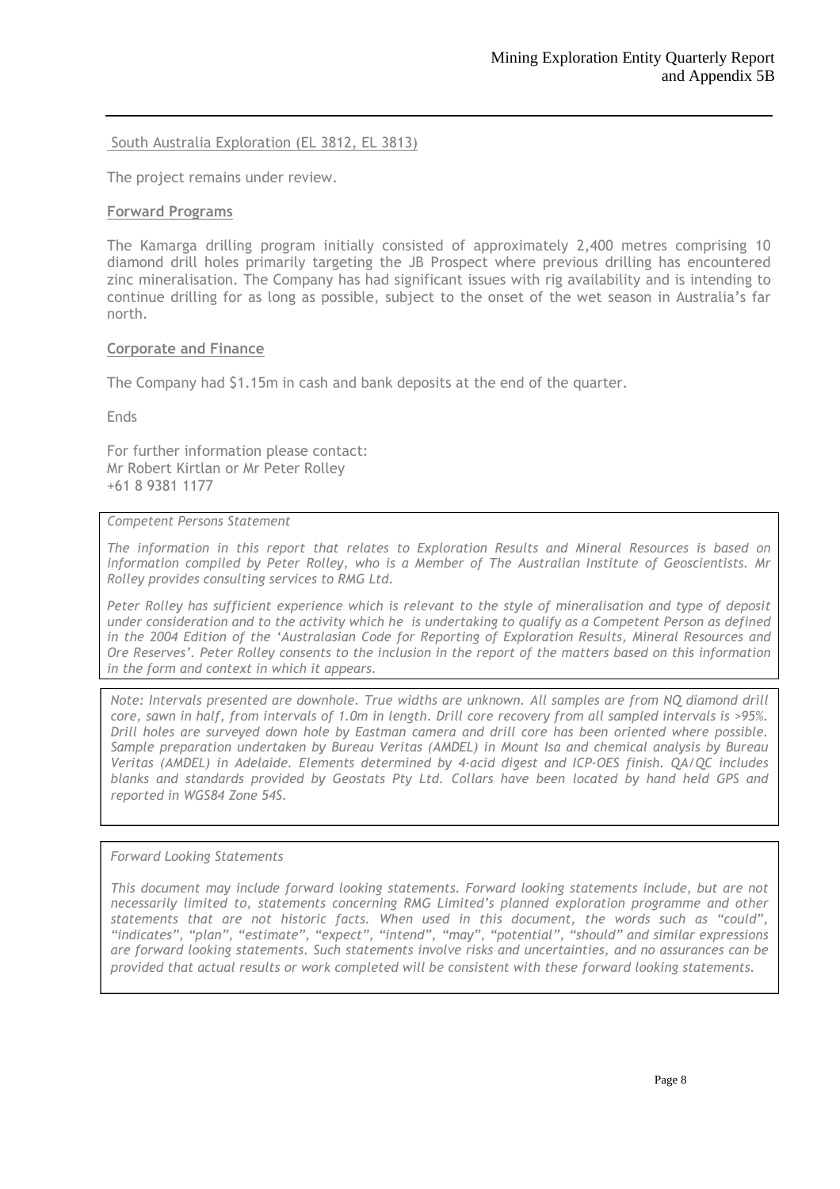South Australia Exploration (EL 3812, EL 3813)

The project remains under review.

**Forward Programs**

The Kamarga drilling program initially consisted of approximately 2,400 metres comprising 10 diamond drill holes primarily targeting the JB Prospect where previous drilling has encountered zinc mineralisation. The Company has had significant issues with rig availability and is intending to continue drilling for as long as possible, subject to the onset of the wet season in Australia's far north.

**Corporate and Finance**

The Company had $1.15m in cash and bank deposits at the end of the quarter.

Ends

For further information please contact:
Mr Robert Kirtlan or Mr Peter Rolley
+61 8 9381 1177

*Competent Persons Statement*

*The information in this report that relates to Exploration Results and Mineral Resources is based on information compiled by Peter Rolley, who is a Member of The Australian Institute of Geoscientists. Mr Rolley provides consulting services to RMG Ltd.*

*Peter Rolley has sufficient experience which is relevant to the style of mineralisation and type of deposit under consideration and to the activity which he is undertaking to qualify as a Competent Person as defined in the 2004 Edition of the 'Australasian Code for Reporting of Exploration Results, Mineral Resources and Ore Reserves'. Peter Rolley consents to the inclusion in the report of the matters based on this information in the form and context in which it appears.*

*Note: Intervals presented are downhole. True widths are unknown. All samples are from NQ diamond drill core, sawn in half, from intervals of 1.0m in length. Drill core recovery from all sampled intervals is >95%. Drill holes are surveyed down hole by Eastman camera and drill core has been oriented where possible. Sample preparation undertaken by Bureau Veritas (AMDEL) in Mount Isa and chemical analysis by Bureau Veritas (AMDEL) in Adelaide. Elements determined by 4-acid digest and ICP-OES finish. QA/QC includes blanks and standards provided by Geostats Pty Ltd. Collars have been located by hand held GPS and reported in WGS84 Zone 54S.*

*Forward Looking Statements*

*This document may include forward looking statements. Forward looking statements include, but are not necessarily limited to, statements concerning RMG Limited's planned exploration programme and other statements that are not historic facts. When used in this document, the words such as "could", "indicates", "plan", "estimate", "expect", "intend", "may", "potential", "should" and similar expressions are forward looking statements. Such statements involve risks and uncertainties, and no assurances can be provided that actual results or work completed will be consistent with these forward looking statements.*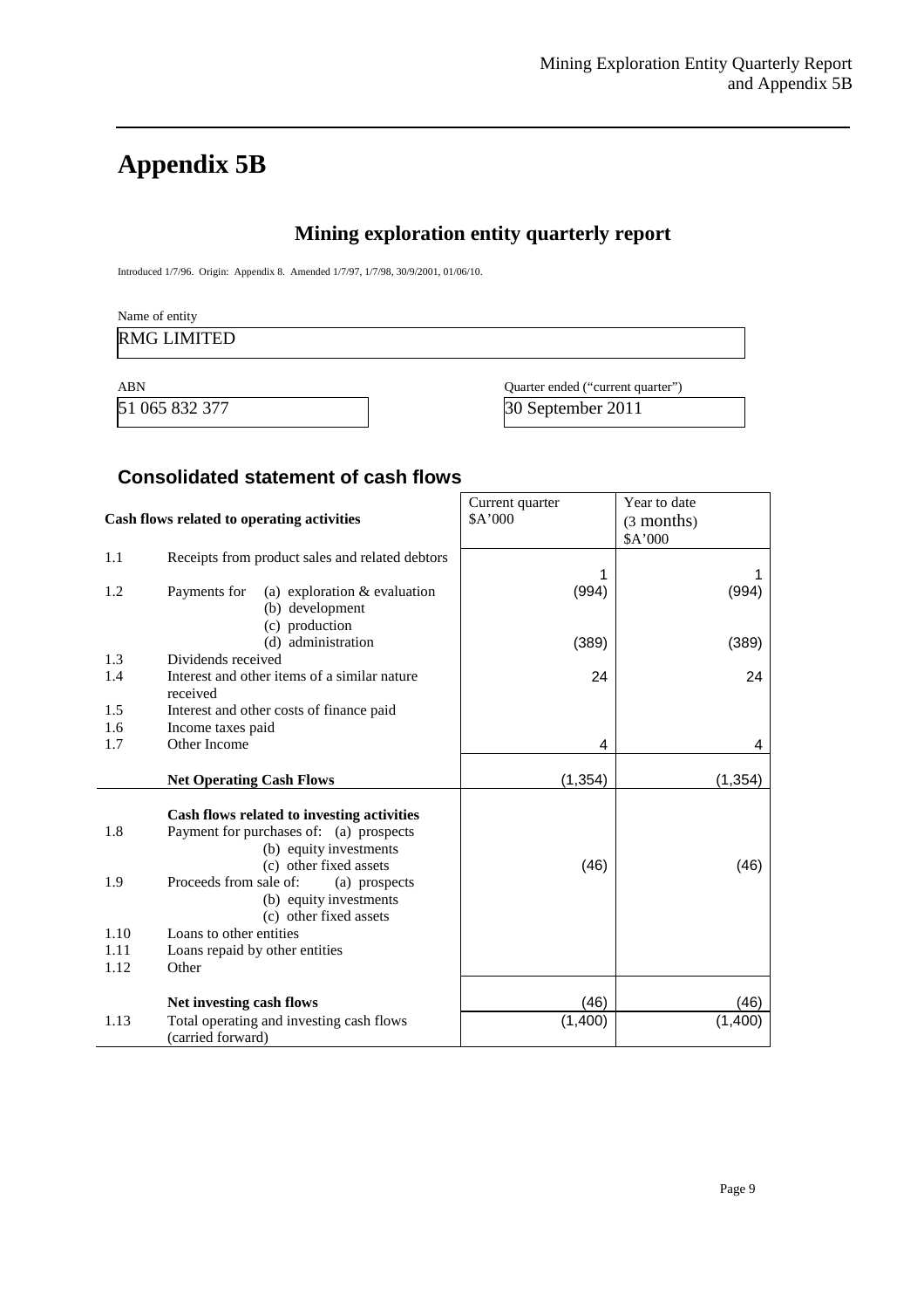# Appendix 5B

## Mining exploration entity quarterly report

Introduced 1/7/96. Origin: Appendix 8. Amended 1/7/97, 1/7/98, 30/9/2001, 01/06/10.

Name of entity

RMG LIMITED

| ABN | Quarter ended ("current quarter") |
|---|---|
| 51 065 832 377 | 30 September 2011 |

### Consolidated statement of cash flows

| | Cash flows related to operating activities | Current quarter $A'000 | Year to date (3 months) $A'000 |
|---|---|---|---|
| 1.1 | Receipts from product sales and related debtors | 1 | 1 |
| 1.2 | Payments for (a) exploration & evaluation | (994) | (994) |
| | (b) development | | |
| | (c) production | | |
| | (d) administration | (389) | (389) |
| 1.3 | Dividends received | | |
| 1.4 | Interest and other items of a similar nature received | 24 | 24 |
| 1.5 | Interest and other costs of finance paid | | |
| 1.6 | Income taxes paid | | |
| 1.7 | Other Income | 4 | 4 |
| | **Net Operating Cash Flows** | (1,354) | (1,354) |
| | **Cash flows related to investing activities** | | |
| 1.8 | Payment for purchases of: (a) prospects | | |
| | (b) equity investments | | |
| | (c) other fixed assets | (46) | (46) |
| 1.9 | Proceeds from sale of: (a) prospects | | |
| | (b) equity investments | | |
| | (c) other fixed assets | | |
| 1.10 | Loans to other entities | | |
| 1.11 | Loans repaid by other entities | | |
| 1.12 | Other | | |
| | **Net investing cash flows** | (46) | (46) |
| 1.13 | Total operating and investing cash flows (carried forward) | (1,400) | (1,400) |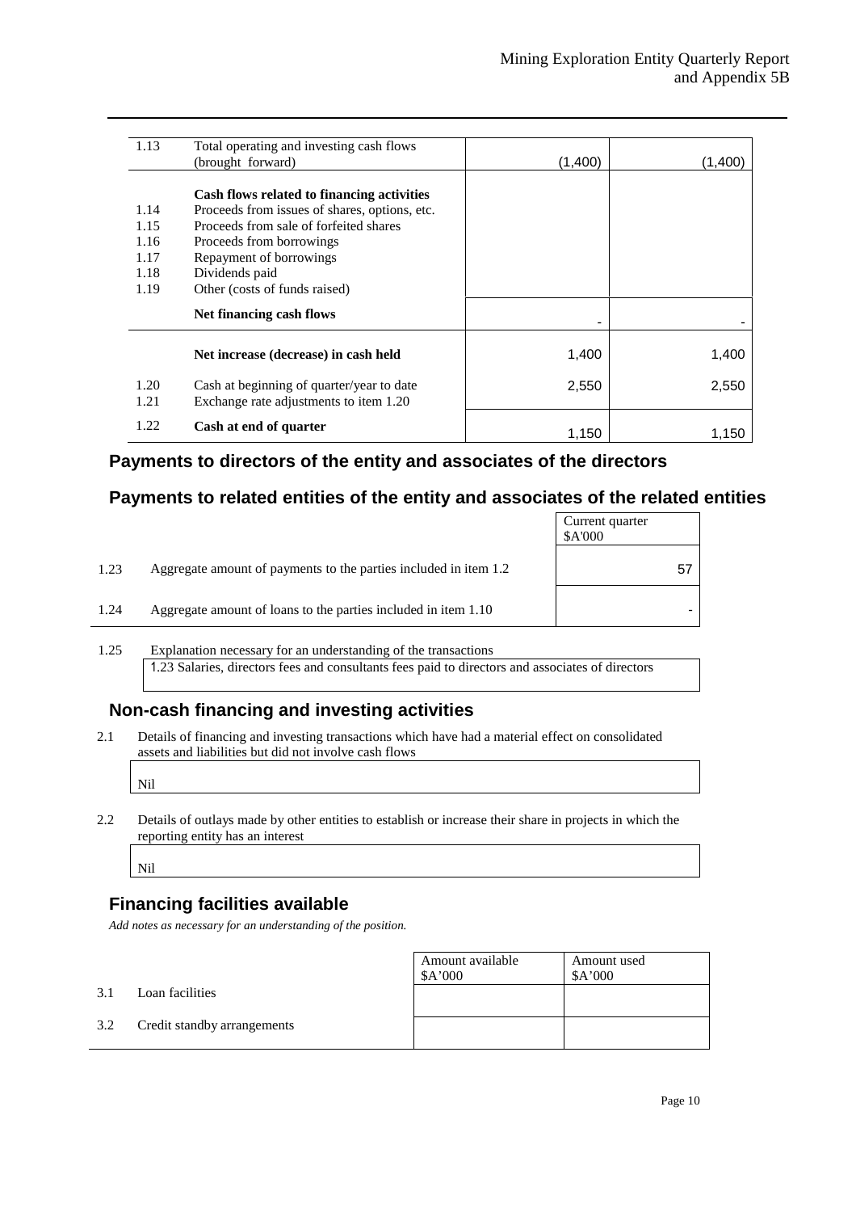| | | | |
|---|---|---|---|
| 1.13 | Total operating and investing cash flows (brought forward) | (1,400) | (1,400) |
| | **Cash flows related to financing activities** | | |
| 1.14 | Proceeds from issues of shares, options, etc. | | |
| 1.15 | Proceeds from sale of forfeited shares | | |
| 1.16 | Proceeds from borrowings | | |
| 1.17 | Repayment of borrowings | | |
| 1.18 | Dividends paid | | |
| 1.19 | Other (costs of funds raised) | | |
| | **Net financing cash flows** | - | - |
| | **Net increase (decrease) in cash held** | 1,400 | 1,400 |
| 1.20 | Cash at beginning of quarter/year to date | 2,550 | 2,550 |
| 1.21 | Exchange rate adjustments to item 1.20 | | |
| 1.22 | **Cash at end of quarter** | 1,150 | 1,150 |

## Payments to directors of the entity and associates of the directors

## Payments to related entities of the entity and associates of the related entities

| | | Current quarter $A'000 |
|---|---|---|
| 1.23 | Aggregate amount of payments to the parties included in item 1.2 | 57 |
| 1.24 | Aggregate amount of loans to the parties included in item 1.10 | - |

1.25 Explanation necessary for an understanding of the transactions

1.23 Salaries, directors fees and consultants fees paid to directors and associates of directors

## Non-cash financing and investing activities

2.1 Details of financing and investing transactions which have had a material effect on consolidated assets and liabilities but did not involve cash flows

Nil

2.2 Details of outlays made by other entities to establish or increase their share in projects in which the reporting entity has an interest

Nil

## Financing facilities available

*Add notes as necessary for an understanding of the position.*

| | | Amount available $A'000 | Amount used $A'000 |
|---|---|---|---|
| 3.1 | Loan facilities | | |
| 3.2 | Credit standby arrangements | | |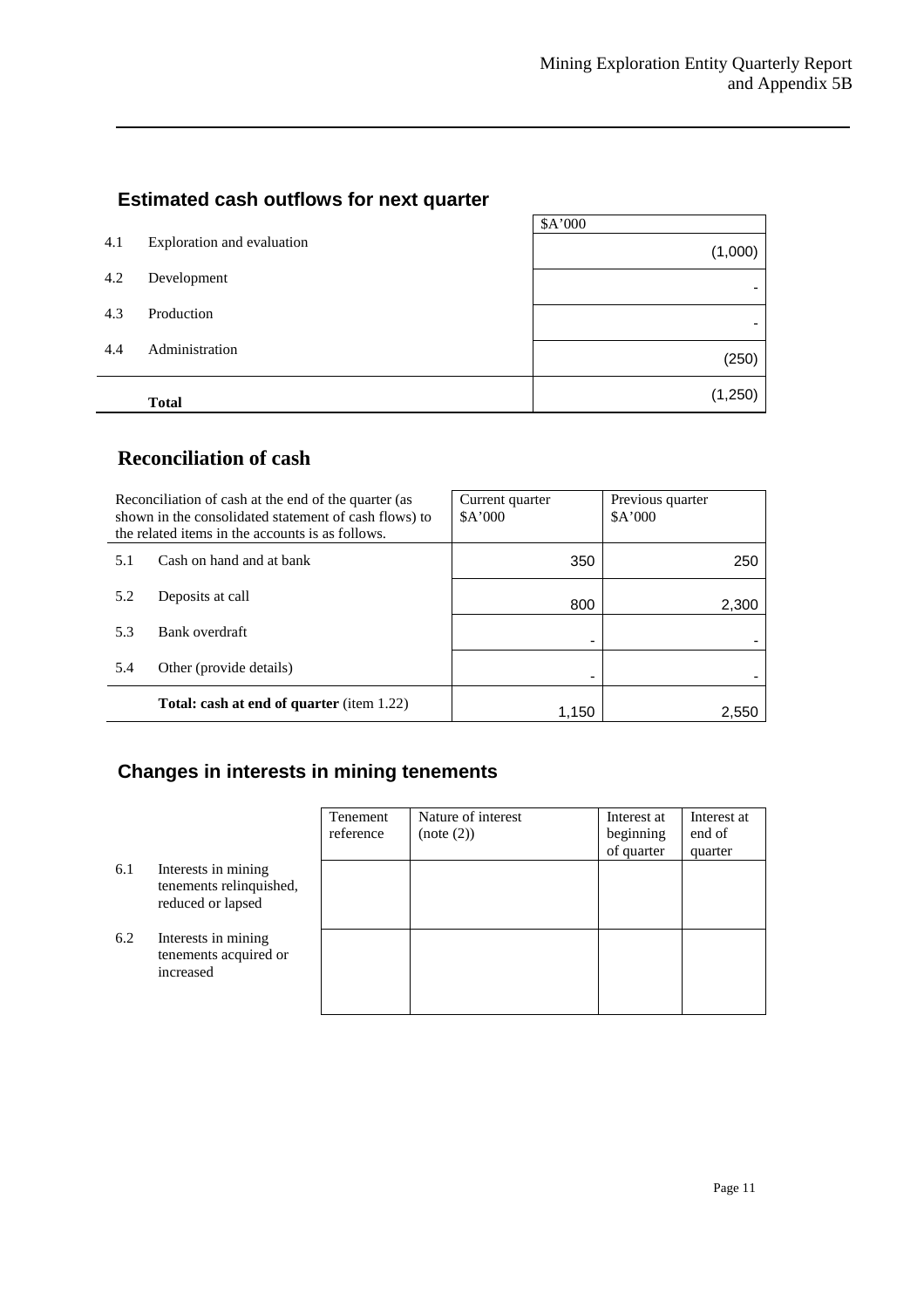## Estimated cash outflows for next quarter

| | | $A'000 |
|---|---|---|
| 4.1 | Exploration and evaluation | (1,000) |
| 4.2 | Development | - |
| 4.3 | Production | - |
| 4.4 | Administration | (250) |
| | **Total** | (1,250) |

## Reconciliation of cash

| Reconciliation of cash at the end of the quarter (as shown in the consolidated statement of cash flows) to the related items in the accounts is as follows. | | Current quarter $A'000 | Previous quarter $A'000 |
|---|---|---|---|
| 5.1 | Cash on hand and at bank | 350 | 250 |
| 5.2 | Deposits at call | 800 | 2,300 |
| 5.3 | Bank overdraft | - | - |
| 5.4 | Other (provide details) | - | - |
| | **Total: cash at end of quarter** (item 1.22) | 1,150 | 2,550 |

## Changes in interests in mining tenements

| | | Tenement reference | Nature of interest (note (2)) | Interest at beginning of quarter | Interest at end of quarter |
|---|---|---|---|---|---|
| 6.1 | Interests in mining tenements relinquished, reduced or lapsed | | | | |
| 6.2 | Interests in mining tenements acquired or increased | | | | |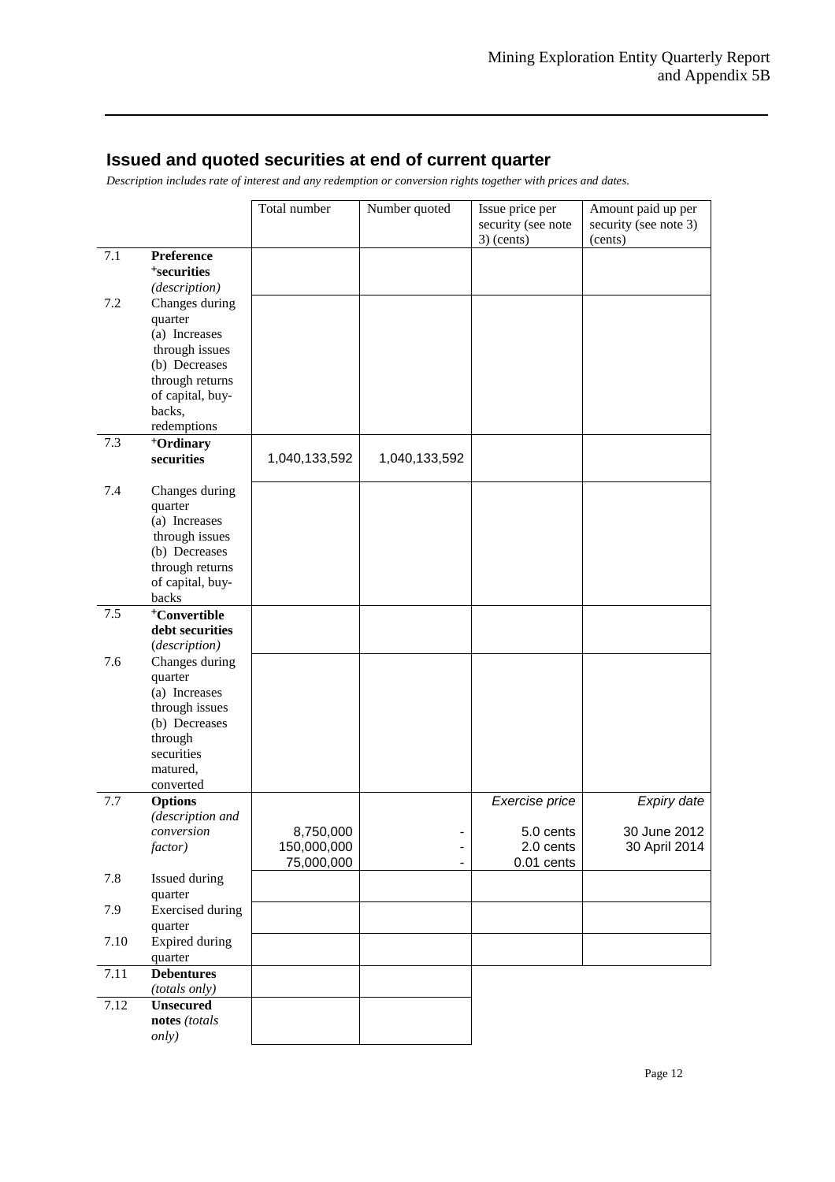## Issued and quoted securities at end of current quarter

*Description includes rate of interest and any redemption or conversion rights together with prices and dates.*

| | | Total number | Number quoted | Issue price per security (see note 3) (cents) | Amount paid up per security (see note 3) (cents) |
|---|---|---|---|---|---|
| 7.1 | **Preference +securities** *(description)* | | | | |
| 7.2 | Changes during quarter (a) Increases through issues (b) Decreases through returns of capital, buy-backs, redemptions | | | | |
| 7.3 | **+Ordinary securities** | 1,040,133,592 | 1,040,133,592 | | |
| 7.4 | Changes during quarter (a) Increases through issues (b) Decreases through returns of capital, buy-backs | | | | |
| 7.5 | **+Convertible debt securities** (*description)* | | | | |
| 7.6 | Changes during quarter (a) Increases through issues (b) Decreases through securities matured, converted | | | | |
| 7.7 | **Options** *(description and conversion factor)* | | | *Exercise price* | *Expiry date* |
| | | 8,750,000 | - | 5.0 cents | 30 June 2012 |
| | | 150,000,000 | - | 2.0 cents | 30 April 2014 |
| | | 75,000,000 | - | 0.01 cents | |
| 7.8 | Issued during quarter | | | | |
| 7.9 | Exercised during quarter | | | | |
| 7.10 | Expired during quarter | | | | |
| 7.11 | **Debentures** *(totals only)* | | | | |
| 7.12 | **Unsecured notes** *(totals only)* | | | | |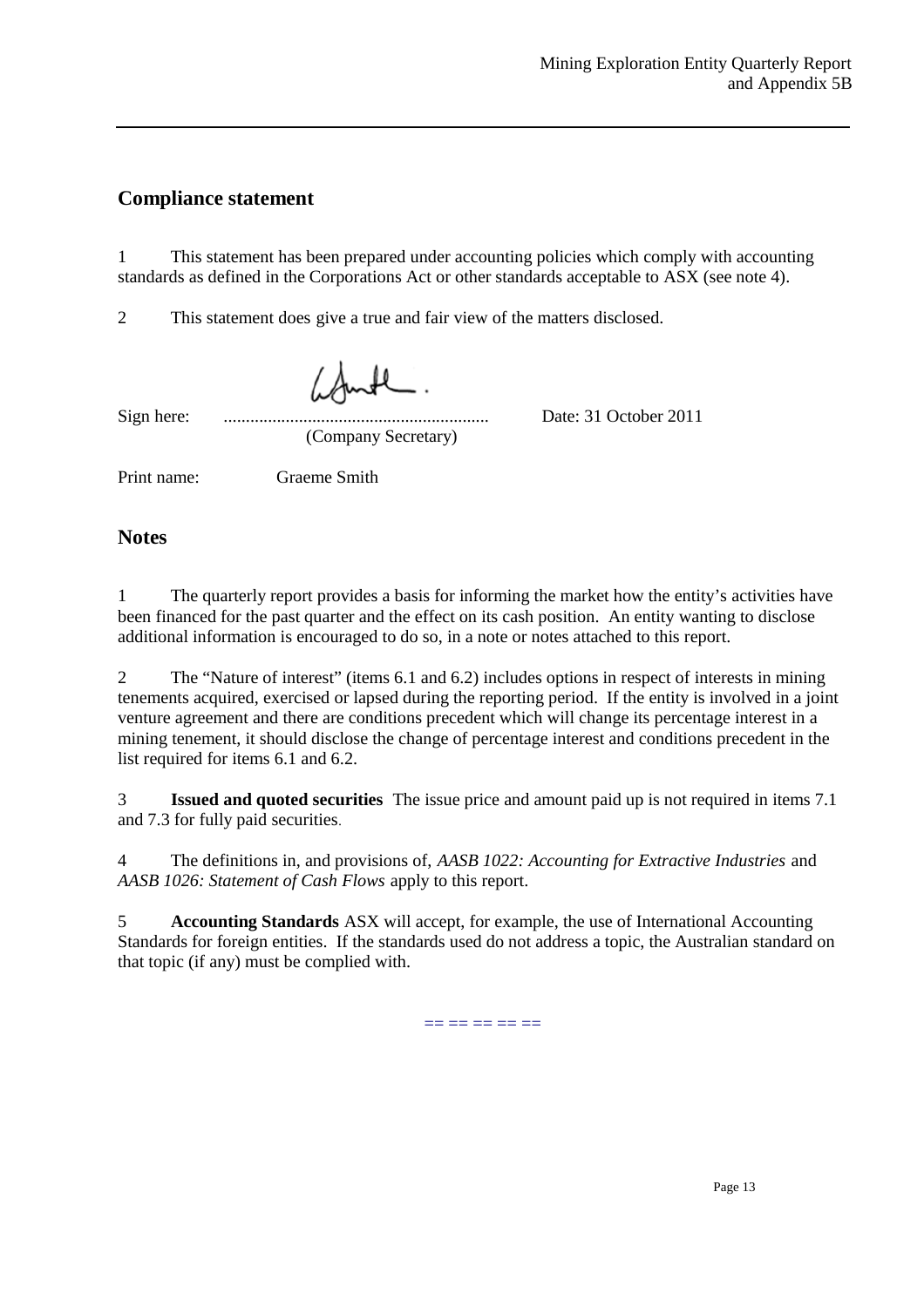## Compliance statement

1 This statement has been prepared under accounting policies which comply with accounting standards as defined in the Corporations Act or other standards acceptable to ASX (see note 4).

2 This statement does give a true and fair view of the matters disclosed.

Sign here: ........................................................... Date: 31 October 2011
(Company Secretary)

Print name: Graeme Smith

## Notes

1 The quarterly report provides a basis for informing the market how the entity's activities have been financed for the past quarter and the effect on its cash position. An entity wanting to disclose additional information is encouraged to do so, in a note or notes attached to this report.

2 The "Nature of interest" (items 6.1 and 6.2) includes options in respect of interests in mining tenements acquired, exercised or lapsed during the reporting period. If the entity is involved in a joint venture agreement and there are conditions precedent which will change its percentage interest in a mining tenement, it should disclose the change of percentage interest and conditions precedent in the list required for items 6.1 and 6.2.

3 **Issued and quoted securities** The issue price and amount paid up is not required in items 7.1 and 7.3 for fully paid securities.

4 The definitions in, and provisions of, *AASB 1022: Accounting for Extractive Industries* and *AASB 1026: Statement of Cash Flows* apply to this report.

5 **Accounting Standards** ASX will accept, for example, the use of International Accounting Standards for foreign entities. If the standards used do not address a topic, the Australian standard on that topic (if any) must be complied with.

== == == == ==